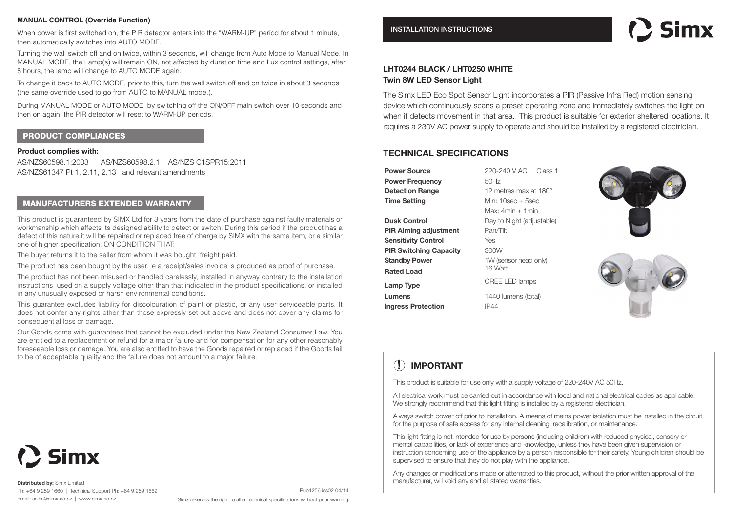**MANUAL CONTROL (Override Function)**

When power is first switched on, the PIR detector enters into the "WARM-UP" period for about 1 minute, then automatically switches into AUTO MODE.

Turning the wall switch off and on twice, within 3 seconds, will change from Auto Mode to Manual Mode. In MANUAL MODE, the Lamp(s) will remain ON, not affected by duration time and Lux control settings, after 8 hours, the lamp will change to AUTO MODE again.

To change it back to AUTO MODE, prior to this, turn the wall switch off and on twice in about 3 seconds (the same override used to go from AUTO to MANUAL mode.).

During MANUAL MODE or AUTO MODE, by switching off the ON/OFF main switch over 10 seconds and then on again, the PIR detector will reset to WARM-UP periods.

## PRODUCT COMPLIANCES

**Product complies with:**

AS/NZS60598.1:2003 AS/NZS60598.2.1 AS/NZS C1SPR15:2011
AS/NZS61347 Pt 1, 2.11, 2.13 and relevant amendments

## MANUFACTURERS EXTENDED WARRANTY

This product is guaranteed by SIMX Ltd for 3 years from the date of purchase against faulty materials or workmanship which affects its designed ability to detect or switch. During this period if the product has a defect of this nature it will be repaired or replaced free of charge by SIMX with the same item, or a similar one of higher specification. ON CONDITION THAT:

The buyer returns it to the seller from whom it was bought, freight paid.

The product has been bought by the user. ie a receipt/sales invoice is produced as proof of purchase.

The product has not been misused or handled carelessly, installed in anyway contrary to the installation instructions, used on a supply voltage other than that indicated in the product specifications, or installed in any unusually exposed or harsh environmental conditions.

This guarantee excludes liability for discolouration of paint or plastic, or any user serviceable parts. It does not confer any rights other than those expressly set out above and does not cover any claims for consequential loss or damage.

Our Goods come with guarantees that cannot be excluded under the New Zealand Consumer Law. You are entitled to a replacement or refund for a major failure and for compensation for any other reasonably foreseeable loss or damage. You are also entitled to have the Goods repaired or replaced if the Goods fail to be of acceptable quality and the failure does not amount to a major failure.

Simx

**Distributed by:** Simx Limited
Ph: +64 9 259 1660 | Technical Support Ph: +64 9 259 1662
Email: sales@simx.co.nz | www.simx.co.nz

Pub1256 iss02 04/14

Simx reserves the right to alter technical specifications without prior warning.

INSTALLATION INSTRUCTIONS

Simx

**LHT0244 BLACK / LHT0250 WHITE**
**Twin 8W LED Sensor Light**

The Simx LED Eco Spot Sensor Light incorporates a PIR (Passive Infra Red) motion sensing device which continuously scans a preset operating zone and immediately switches the light on when it detects movement in that area. This product is suitable for exterior sheltered locations. It requires a 230V AC power supply to operate and should be installed by a registered electrician.

## TECHNICAL SPECIFICATIONS

| | |
|---|---|
| **Power Source** | 220-240 V AC Class 1 |
| **Power Frequency** | 50Hz |
| **Detection Range** | 12 metres max at 180° |
| **Time Setting** | Min: 10sec ± 5sec<br>Max: 4min ± 1min |
| **Dusk Control** | Day to Night (adjustable) |
| **PIR Aiming adjustment** | Pan/Tilt |
| **Sensitivity Control** | Yes |
| **PIR Switching Capacity** | 300W |
| **Standby Power** | 1W (sensor head only) |
| **Rated Load** | 16 Watt |
| **Lamp Type** | CREE LED lamps |
| **Lumens** | 1440 lumens (total) |
| **Ingress Protection** | IP44 |

## IMPORTANT

This product is suitable for use only with a supply voltage of 220-240V AC 50Hz.

All electrical work must be carried out in accordance with local and national electrical codes as applicable. We strongly recommend that this light fitting is installed by a registered electrician.

Always switch power off prior to installation. A means of mains power isolation must be installed in the circuit for the purpose of safe access for any internal cleaning, recalibration, or maintenance.

This light fitting is not intended for use by persons (including children) with reduced physical, sensory or mental capabilities, or lack of experience and knowledge, unless they have been given supervision or instruction concerning use of the appliance by a person responsible for their safety. Young children should be supervised to ensure that they do not play with the appliance.

Any changes or modifications made or attempted to this product, without the prior written approval of the manufacturer, will void any and all stated warranties.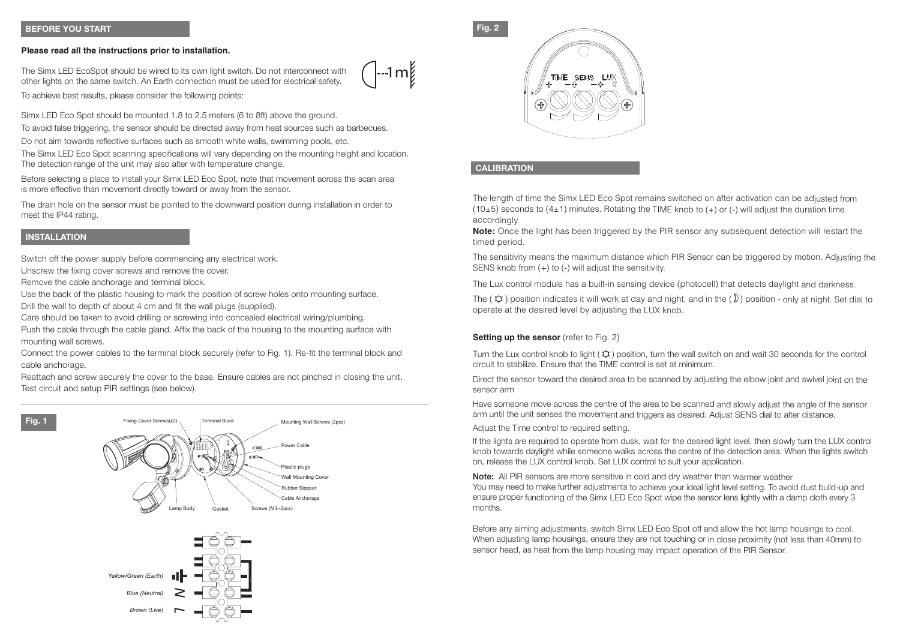## BEFORE YOU START

**Please read all the instructions prior to installation.**

The Simx LED EcoSpot should be wired to its own light switch. Do not interconnect with other lights on the same switch. An Earth connection must be used for electrical safety.

---1 m

To achieve best results, please consider the following points:

Simx LED Eco Spot should be mounted 1.8 to 2.5 meters (6 to 8ft) above the ground.

To avoid false triggering, the sensor should be directed away from heat sources such as barbecues.

Do not aim towards reflective surfaces such as smooth white walls, swimming pools, etc.

The Simx LED Eco Spot scanning specifications will vary depending on the mounting height and location. The detection range of the unit may also alter with temperature change.

Before selecting a place to install your Simx LED Eco Spot, note that movement across the scan area is more effective than movement directly toward or away from the sensor.

The drain hole on the sensor must be pointed to the downward position during installation in order to meet the IP44 rating.

## INSTALLATION

Switch off the power supply before commencing any electrical work.
Unscrew the fixing cover screws and remove the cover.
Remove the cable anchorage and terminal block.
Use the back of the plastic housing to mark the position of screw holes onto mounting surface.
Drill the wall to depth of about 4 cm and fit the wall plugs (supplied).
Care should be taken to avoid drilling or screwing into concealed electrical wiring/plumbing.
Push the cable through the cable gland. Affix the back of the housing to the mounting surface with mounting wall screws.
Connect the power cables to the terminal block securely (refer to Fig. 1). Re-fit the terminal block and cable anchorage.
Reattach and screw securely the cover to the base. Ensure cables are not pinched in closing the unit.
Test circuit and setup PIR settings (see below).

**Fig. 1**

Fixing Cover Screws(x2)
Terminal Block
Mounting Wall Screws (2pcs)
Power Cable
Plastic plugs
Wall Mounting Cover
Rubber Stopper
Cable Anchorage
Lamp Body
Gasket
Screws (M3--2pcs)

*Yellow/Green (Earth)*
*Blue (Neutral)* N
*Brown (Live)* L

**Fig. 2**

TIME SENS LUX

## CALIBRATION

The length of time the Simx LED Eco Spot remains switched on after activation can be adjusted from (10±5) seconds to (4±1) minutes. Rotating the TIME knob to (+) or (-) will adjust the duration time accordingly.

**Note:** Once the light has been triggered by the PIR sensor any subsequent detection will restart the timed period.

The sensitivity means the maximum distance which PIR Sensor can be triggered by motion. Adjusting the SENS knob from (+) to (-) will adjust the sensitivity.

The Lux control module has a built-in sensing device (photocell) that detects daylight and darkness.

The (☼) position indicates it will work at day and night, and in the (☽) position - only at night. Set dial to operate at the desired level by adjusting the LUX knob.

**Setting up the sensor** (refer to Fig. 2)

Turn the Lux control knob to light (☼) position, turn the wall switch on and wait 30 seconds for the control circuit to stabilize. Ensure that the TIME control is set at minimum.

Direct the sensor toward the desired area to be scanned by adjusting the elbow joint and swivel joint on the sensor arm

Have someone move across the centre of the area to be scanned and slowly adjust the angle of the sensor arm until the unit senses the movement and triggers as desired. Adjust SENS dial to alter distance.

Adjust the Time control to required setting.

If the lights are required to operate from dusk, wait for the desired light level, then slowly turn the LUX control knob towards daylight while someone walks across the centre of the detection area. When the lights switch on, release the LUX control knob. Set LUX control to suit your application.

**Note:** All PIR sensors are more sensitive in cold and dry weather than warmer weather
You may need to make further adjustments to achieve your ideal light level setting. To avoid dust build-up and ensure proper functioning of the Simx LED Eco Spot wipe the sensor lens lightly with a damp cloth every 3 months.

Before any aiming adjustments, switch Simx LED Eco Spot off and allow the hot lamp housings to cool. When adjusting lamp housings, ensure they are not touching or in close proximity (not less than 40mm) to sensor head, as heat from the lamp housing may impact operation of the PIR Sensor.